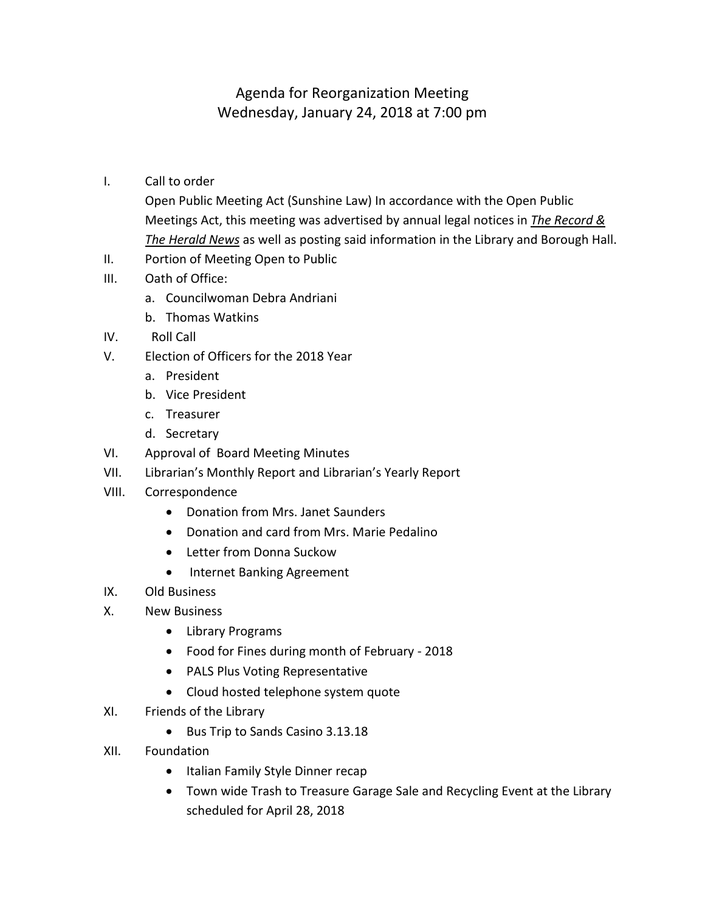# Agenda for Reorganization Meeting
## Wednesday, January 24, 2018 at 7:00 pm

I. Call to order

Open Public Meeting Act (Sunshine Law) In accordance with the Open Public Meetings Act, this meeting was advertised by annual legal notices in ***The Record & The Herald News*** as well as posting said information in the Library and Borough Hall.

II. Portion of Meeting Open to Public

III. Oath of Office:
   a. Councilwoman Debra Andriani
   b. Thomas Watkins

IV. Roll Call

V. Election of Officers for the 2018 Year
   a. President
   b. Vice President
   c. Treasurer
   d. Secretary

VI. Approval of Board Meeting Minutes

VII. Librarian's Monthly Report and Librarian's Yearly Report

VIII. Correspondence
   - Donation from Mrs. Janet Saunders
   - Donation and card from Mrs. Marie Pedalino
   - Letter from Donna Suckow
   - Internet Banking Agreement

IX. Old Business

X. New Business
   - Library Programs
   - Food for Fines during month of February - 2018
   - PALS Plus Voting Representative
   - Cloud hosted telephone system quote

XI. Friends of the Library
   - Bus Trip to Sands Casino 3.13.18

XII. Foundation
   - Italian Family Style Dinner recap
   - Town wide Trash to Treasure Garage Sale and Recycling Event at the Library scheduled for April 28, 2018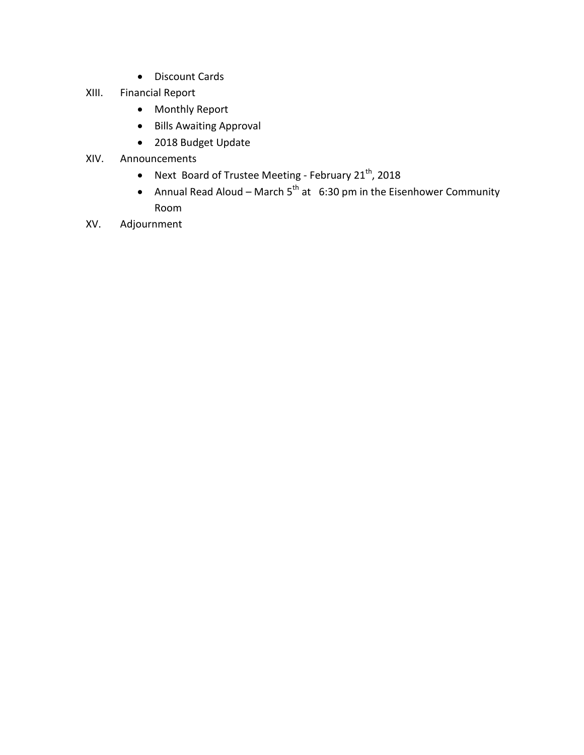- Discount Cards

XIII. Financial Report

- Monthly Report
- Bills Awaiting Approval
- 2018 Budget Update

XIV. Announcements

- Next Board of Trustee Meeting - February 21th, 2018
- Annual Read Aloud – March 5th at 6:30 pm in the Eisenhower Community Room

XV. Adjournment